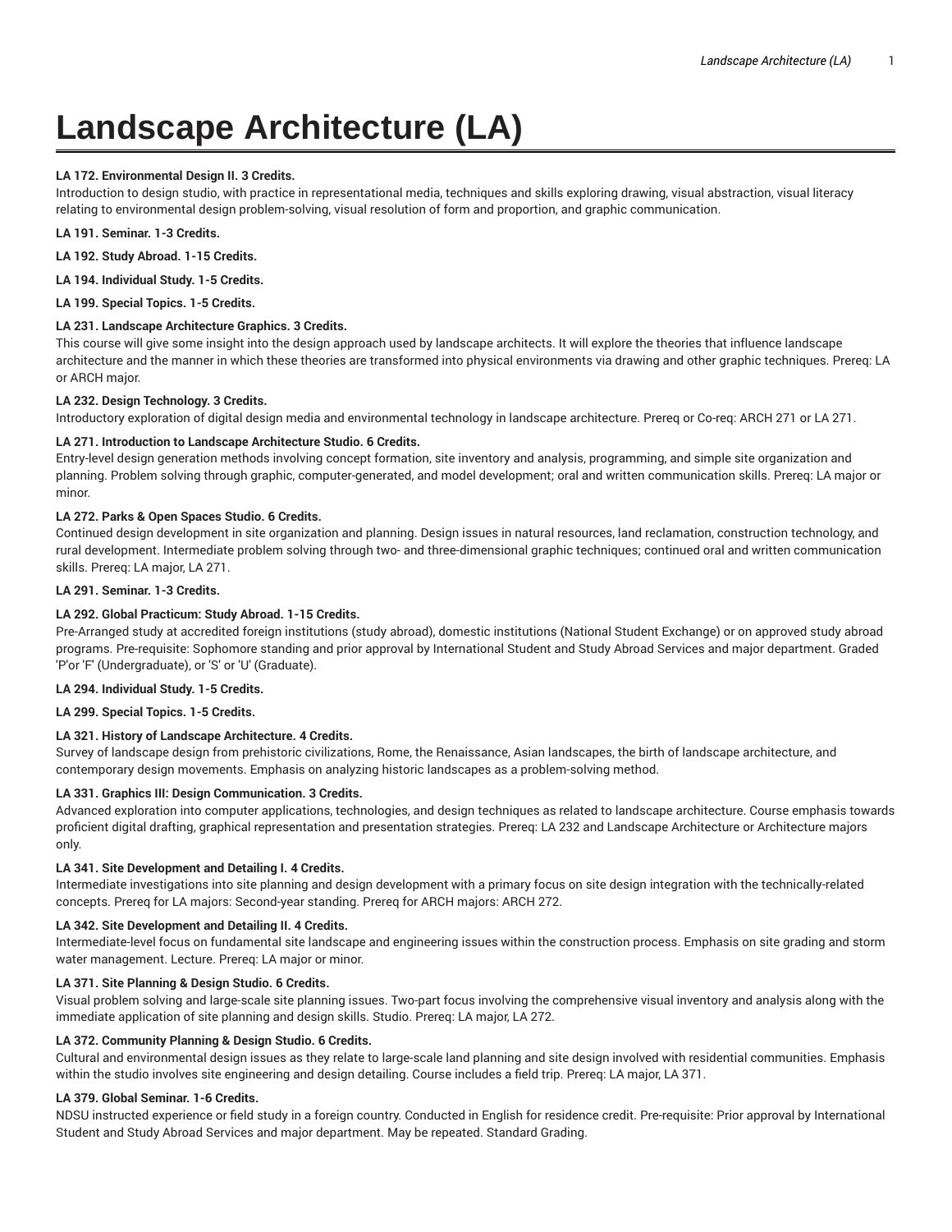# Landscape Architecture (LA)

**LA 172. Environmental Design II. 3 Credits.**
Introduction to design studio, with practice in representational media, techniques and skills exploring drawing, visual abstraction, visual literacy relating to environmental design problem-solving, visual resolution of form and proportion, and graphic communication.

**LA 191. Seminar. 1-3 Credits.**

**LA 192. Study Abroad. 1-15 Credits.**

**LA 194. Individual Study. 1-5 Credits.**

**LA 199. Special Topics. 1-5 Credits.**

**LA 231. Landscape Architecture Graphics. 3 Credits.**
This course will give some insight into the design approach used by landscape architects. It will explore the theories that influence landscape architecture and the manner in which these theories are transformed into physical environments via drawing and other graphic techniques. Prereq: LA or ARCH major.

**LA 232. Design Technology. 3 Credits.**
Introductory exploration of digital design media and environmental technology in landscape architecture. Prereq or Co-req: ARCH 271 or LA 271.

**LA 271. Introduction to Landscape Architecture Studio. 6 Credits.**
Entry-level design generation methods involving concept formation, site inventory and analysis, programming, and simple site organization and planning. Problem solving through graphic, computer-generated, and model development; oral and written communication skills. Prereq: LA major or minor.

**LA 272. Parks & Open Spaces Studio. 6 Credits.**
Continued design development in site organization and planning. Design issues in natural resources, land reclamation, construction technology, and rural development. Intermediate problem solving through two- and three-dimensional graphic techniques; continued oral and written communication skills. Prereq: LA major, LA 271.

**LA 291. Seminar. 1-3 Credits.**

**LA 292. Global Practicum: Study Abroad. 1-15 Credits.**
Pre-Arranged study at accredited foreign institutions (study abroad), domestic institutions (National Student Exchange) or on approved study abroad programs. Pre-requisite: Sophomore standing and prior approval by International Student and Study Abroad Services and major department. Graded 'P'or 'F' (Undergraduate), or 'S' or 'U' (Graduate).

**LA 294. Individual Study. 1-5 Credits.**

**LA 299. Special Topics. 1-5 Credits.**

**LA 321. History of Landscape Architecture. 4 Credits.**
Survey of landscape design from prehistoric civilizations, Rome, the Renaissance, Asian landscapes, the birth of landscape architecture, and contemporary design movements. Emphasis on analyzing historic landscapes as a problem-solving method.

**LA 331. Graphics III: Design Communication. 3 Credits.**
Advanced exploration into computer applications, technologies, and design techniques as related to landscape architecture. Course emphasis towards proficient digital drafting, graphical representation and presentation strategies. Prereq: LA 232 and Landscape Architecture or Architecture majors only.

**LA 341. Site Development and Detailing I. 4 Credits.**
Intermediate investigations into site planning and design development with a primary focus on site design integration with the technically-related concepts. Prereq for LA majors: Second-year standing. Prereq for ARCH majors: ARCH 272.

**LA 342. Site Development and Detailing II. 4 Credits.**
Intermediate-level focus on fundamental site landscape and engineering issues within the construction process. Emphasis on site grading and storm water management. Lecture. Prereq: LA major or minor.

**LA 371. Site Planning & Design Studio. 6 Credits.**
Visual problem solving and large-scale site planning issues. Two-part focus involving the comprehensive visual inventory and analysis along with the immediate application of site planning and design skills. Studio. Prereq: LA major, LA 272.

**LA 372. Community Planning & Design Studio. 6 Credits.**
Cultural and environmental design issues as they relate to large-scale land planning and site design involved with residential communities. Emphasis within the studio involves site engineering and design detailing. Course includes a field trip. Prereq: LA major, LA 371.

**LA 379. Global Seminar. 1-6 Credits.**
NDSU instructed experience or field study in a foreign country. Conducted in English for residence credit. Pre-requisite: Prior approval by International Student and Study Abroad Services and major department. May be repeated. Standard Grading.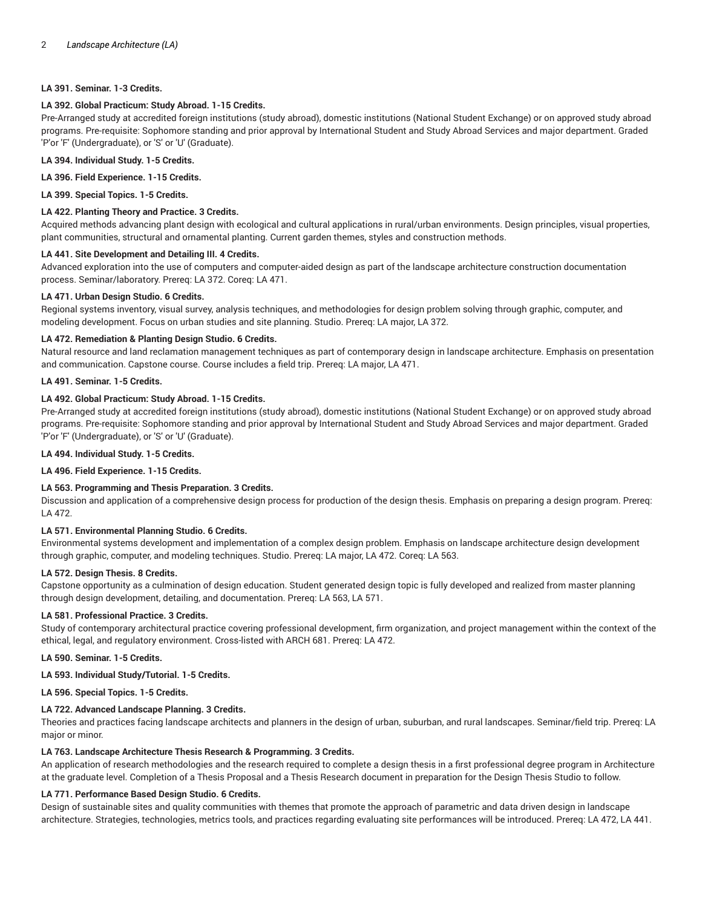**LA 391. Seminar. 1-3 Credits.**

**LA 392. Global Practicum: Study Abroad. 1-15 Credits.**

Pre-Arranged study at accredited foreign institutions (study abroad), domestic institutions (National Student Exchange) or on approved study abroad programs. Pre-requisite: Sophomore standing and prior approval by International Student and Study Abroad Services and major department. Graded 'P'or 'F' (Undergraduate), or 'S' or 'U' (Graduate).

**LA 394. Individual Study. 1-5 Credits.**

**LA 396. Field Experience. 1-15 Credits.**

**LA 399. Special Topics. 1-5 Credits.**

**LA 422. Planting Theory and Practice. 3 Credits.**

Acquired methods advancing plant design with ecological and cultural applications in rural/urban environments. Design principles, visual properties, plant communities, structural and ornamental planting. Current garden themes, styles and construction methods.

**LA 441. Site Development and Detailing III. 4 Credits.**

Advanced exploration into the use of computers and computer-aided design as part of the landscape architecture construction documentation process. Seminar/laboratory. Prereq: LA 372. Coreq: LA 471.

**LA 471. Urban Design Studio. 6 Credits.**

Regional systems inventory, visual survey, analysis techniques, and methodologies for design problem solving through graphic, computer, and modeling development. Focus on urban studies and site planning. Studio. Prereq: LA major, LA 372.

**LA 472. Remediation & Planting Design Studio. 6 Credits.**

Natural resource and land reclamation management techniques as part of contemporary design in landscape architecture. Emphasis on presentation and communication. Capstone course. Course includes a field trip. Prereq: LA major, LA 471.

**LA 491. Seminar. 1-5 Credits.**

**LA 492. Global Practicum: Study Abroad. 1-15 Credits.**

Pre-Arranged study at accredited foreign institutions (study abroad), domestic institutions (National Student Exchange) or on approved study abroad programs. Pre-requisite: Sophomore standing and prior approval by International Student and Study Abroad Services and major department. Graded 'P'or 'F' (Undergraduate), or 'S' or 'U' (Graduate).

**LA 494. Individual Study. 1-5 Credits.**

**LA 496. Field Experience. 1-15 Credits.**

**LA 563. Programming and Thesis Preparation. 3 Credits.**

Discussion and application of a comprehensive design process for production of the design thesis. Emphasis on preparing a design program. Prereq: LA 472.

**LA 571. Environmental Planning Studio. 6 Credits.**

Environmental systems development and implementation of a complex design problem. Emphasis on landscape architecture design development through graphic, computer, and modeling techniques. Studio. Prereq: LA major, LA 472. Coreq: LA 563.

**LA 572. Design Thesis. 8 Credits.**

Capstone opportunity as a culmination of design education. Student generated design topic is fully developed and realized from master planning through design development, detailing, and documentation. Prereq: LA 563, LA 571.

**LA 581. Professional Practice. 3 Credits.**

Study of contemporary architectural practice covering professional development, firm organization, and project management within the context of the ethical, legal, and regulatory environment. Cross-listed with ARCH 681. Prereq: LA 472.

**LA 590. Seminar. 1-5 Credits.**

**LA 593. Individual Study/Tutorial. 1-5 Credits.**

**LA 596. Special Topics. 1-5 Credits.**

**LA 722. Advanced Landscape Planning. 3 Credits.**

Theories and practices facing landscape architects and planners in the design of urban, suburban, and rural landscapes. Seminar/field trip. Prereq: LA major or minor.

**LA 763. Landscape Architecture Thesis Research & Programming. 3 Credits.**

An application of research methodologies and the research required to complete a design thesis in a first professional degree program in Architecture at the graduate level. Completion of a Thesis Proposal and a Thesis Research document in preparation for the Design Thesis Studio to follow.

**LA 771. Performance Based Design Studio. 6 Credits.**

Design of sustainable sites and quality communities with themes that promote the approach of parametric and data driven design in landscape architecture. Strategies, technologies, metrics tools, and practices regarding evaluating site performances will be introduced. Prereq: LA 472, LA 441.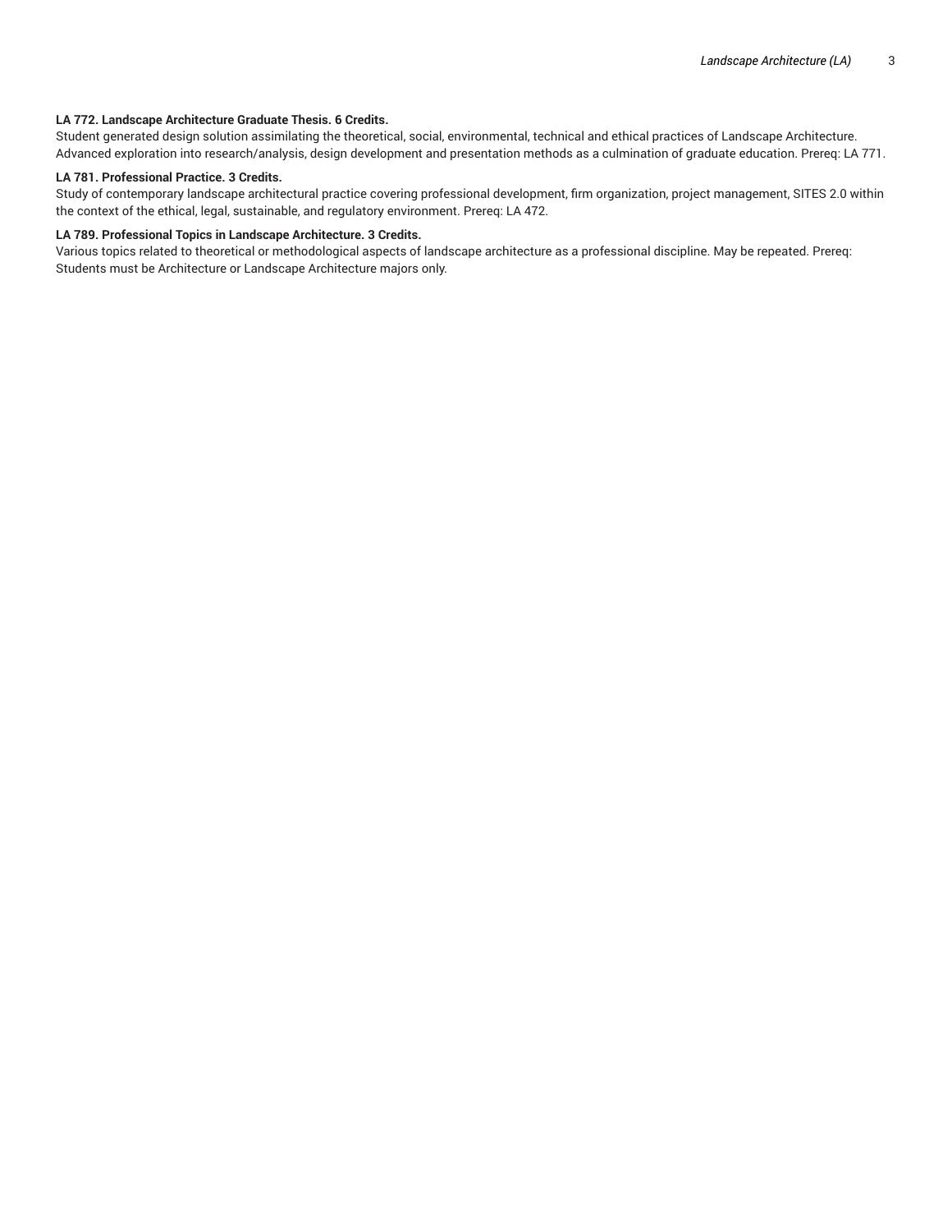**LA 772. Landscape Architecture Graduate Thesis. 6 Credits.**

Student generated design solution assimilating the theoretical, social, environmental, technical and ethical practices of Landscape Architecture. Advanced exploration into research/analysis, design development and presentation methods as a culmination of graduate education. Prereq: LA 771.

**LA 781. Professional Practice. 3 Credits.**

Study of contemporary landscape architectural practice covering professional development, firm organization, project management, SITES 2.0 within the context of the ethical, legal, sustainable, and regulatory environment. Prereq: LA 472.

**LA 789. Professional Topics in Landscape Architecture. 3 Credits.**

Various topics related to theoretical or methodological aspects of landscape architecture as a professional discipline. May be repeated. Prereq: Students must be Architecture or Landscape Architecture majors only.